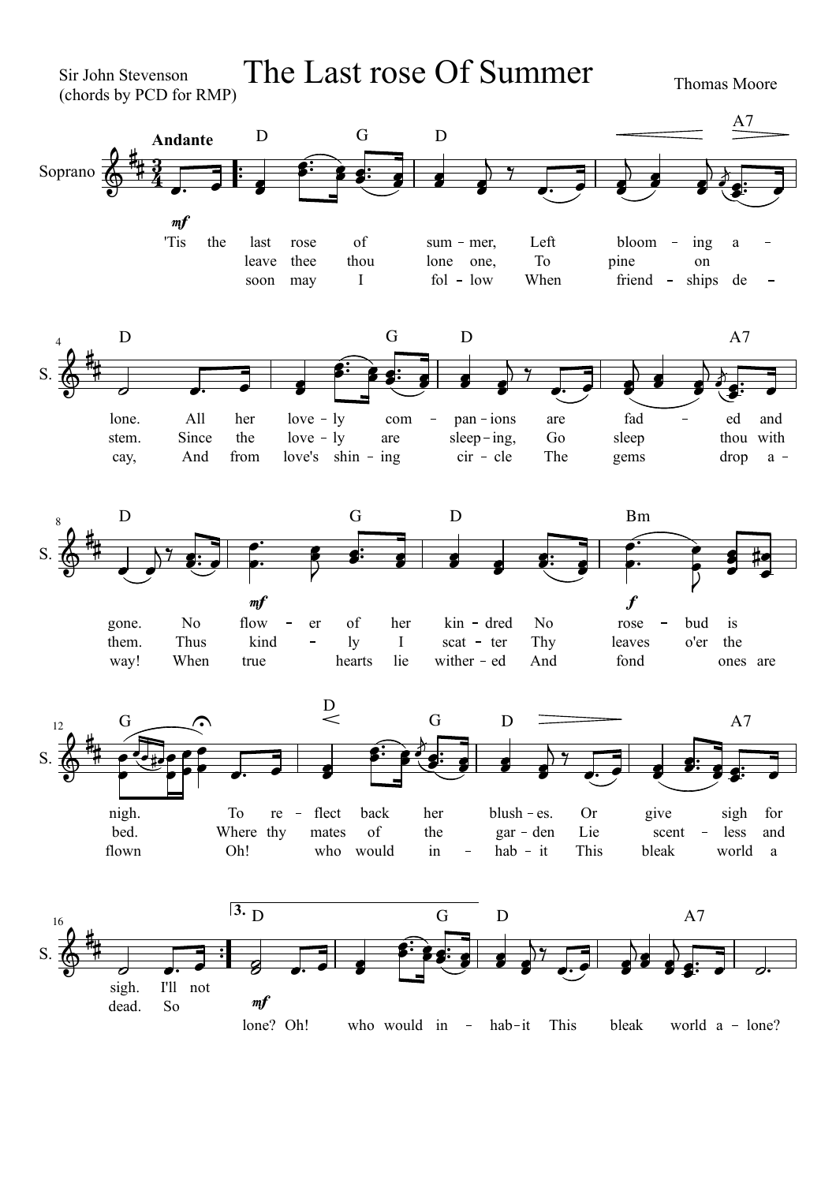Sir John Stevenson
(chords by PCD for RMP)

# The Last rose Of Summer

Thomas Moore

**Andante**

'Tis the last rose of sum - mer, Left bloom - ing a - lone. All her love - ly com - pan - ions are fad - ed and gone. No flow - er of her kin - dred No rose - bud is nigh. To re - flect back her blush - es. Or give sigh for sigh. I'll not

leave thee thou lone one, To pine on stem. Since the love - ly are sleep - ing, Go sleep thou with them. Thus kind - ly I scat - ter Thy leaves o'er the bed. Where thy mates of the gar - den Lie scent - less and dead. So

soon may I fol - low When friend - ships de - cay, And from love's shin - ing cir - cle The gems drop a - way! When true hearts lie wither - ed And fond ones are flown Oh! who would in - hab - it This bleak world a lone? Oh! who would in - hab - it This bleak world a - lone?